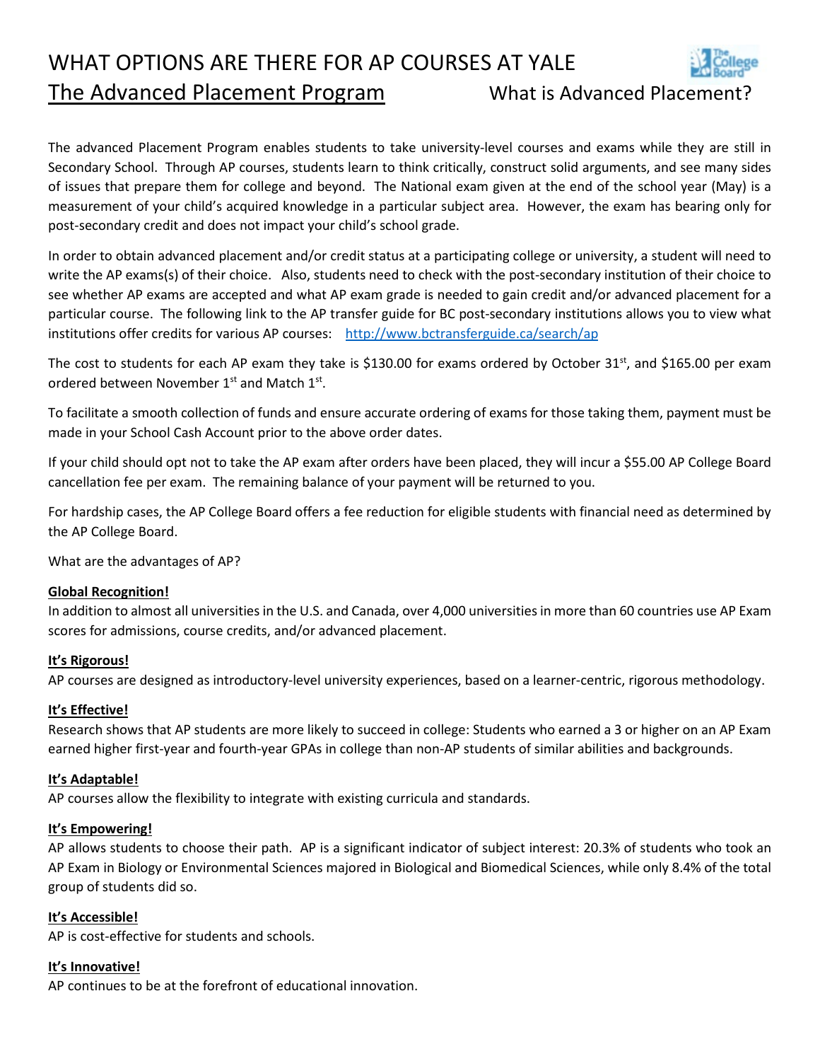# WHAT OPTIONS ARE THERE FOR AP COURSES AT YALE

## The Advanced Placement Program

## What is Advanced Placement?

The advanced Placement Program enables students to take university-level courses and exams while they are still in Secondary School. Through AP courses, students learn to think critically, construct solid arguments, and see many sides of issues that prepare them for college and beyond. The National exam given at the end of the school year (May) is a measurement of your child's acquired knowledge in a particular subject area. However, the exam has bearing only for post-secondary credit and does not impact your child's school grade.

In order to obtain advanced placement and/or credit status at a participating college or university, a student will need to write the AP exams(s) of their choice. Also, students need to check with the post-secondary institution of their choice to see whether AP exams are accepted and what AP exam grade is needed to gain credit and/or advanced placement for a particular course. The following link to the AP transfer guide for BC post-secondary institutions allows you to view what institutions offer credits for various AP courses: http://www.bctransferguide.ca/search/ap

The cost to students for each AP exam they take is $130.00 for exams ordered by October 31st, and $165.00 per exam ordered between November 1st and Match 1st.

To facilitate a smooth collection of funds and ensure accurate ordering of exams for those taking them, payment must be made in your School Cash Account prior to the above order dates.

If your child should opt not to take the AP exam after orders have been placed, they will incur a $55.00 AP College Board cancellation fee per exam. The remaining balance of your payment will be returned to you.

For hardship cases, the AP College Board offers a fee reduction for eligible students with financial need as determined by the AP College Board.

What are the advantages of AP?

**Global Recognition!**
In addition to almost all universities in the U.S. and Canada, over 4,000 universities in more than 60 countries use AP Exam scores for admissions, course credits, and/or advanced placement.

**It's Rigorous!**
AP courses are designed as introductory-level university experiences, based on a learner-centric, rigorous methodology.

**It's Effective!**
Research shows that AP students are more likely to succeed in college: Students who earned a 3 or higher on an AP Exam earned higher first-year and fourth-year GPAs in college than non-AP students of similar abilities and backgrounds.

**It's Adaptable!**
AP courses allow the flexibility to integrate with existing curricula and standards.

**It's Empowering!**
AP allows students to choose their path. AP is a significant indicator of subject interest: 20.3% of students who took an AP Exam in Biology or Environmental Sciences majored in Biological and Biomedical Sciences, while only 8.4% of the total group of students did so.

**It's Accessible!**
AP is cost-effective for students and schools.

**It's Innovative!**
AP continues to be at the forefront of educational innovation.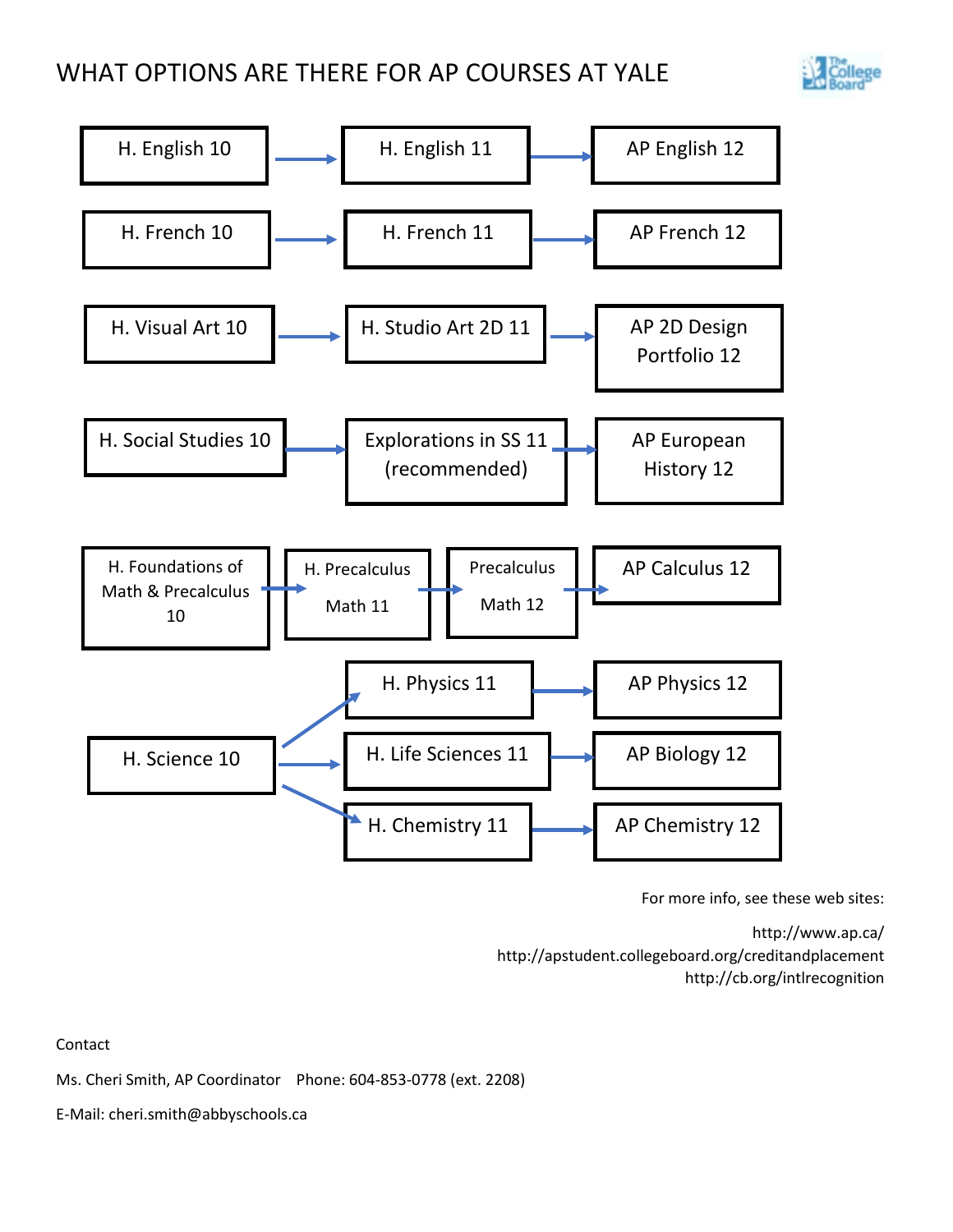# WHAT OPTIONS ARE THERE FOR AP COURSES AT YALE

- H. English 10 → H. English 11 → AP English 12
- H. French 10 → H. French 11 → AP French 12
- H. Visual Art 10 → H. Studio Art 2D 11 → AP 2D Design Portfolio 12
- H. Social Studies 10 → Explorations in SS 11 (recommended) → AP European History 12
- H. Foundations of Math & Precalculus 10 → H. Precalculus Math 11 → Precalculus Math 12 → AP Calculus 12
- H. Science 10 → H. Physics 11 → AP Physics 12
- H. Science 10 → H. Life Sciences 11 → AP Biology 12
- H. Science 10 → H. Chemistry 11 → AP Chemistry 12

For more info, see these web sites:

http://www.ap.ca/
http://apstudent.collegeboard.org/creditandplacement
http://cb.org/intlrecognition

Contact

Ms. Cheri Smith, AP Coordinator Phone: 604-853-0778 (ext. 2208)

E-Mail: cheri.smith@abbyschools.ca